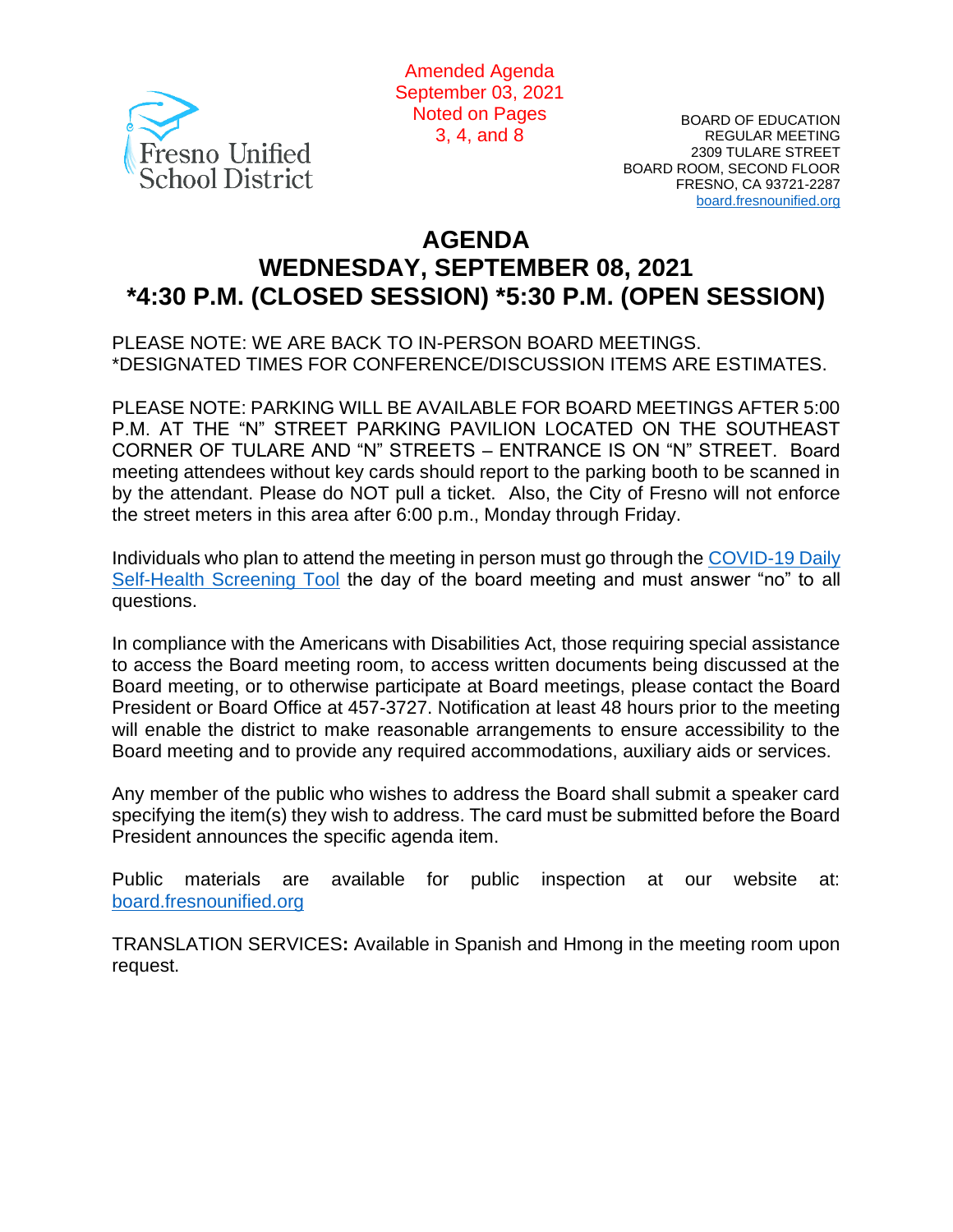Fresno Unified School District

Amended Agenda
September 03, 2021
Noted on Pages
3, 4, and 8

BOARD OF EDUCATION
REGULAR MEETING
2309 TULARE STREET
BOARD ROOM, SECOND FLOOR
FRESNO, CA 93721-2287
board.fresnounified.org

# AGENDA
## WEDNESDAY, SEPTEMBER 08, 2021
## *4:30 P.M. (CLOSED SESSION) *5:30 P.M. (OPEN SESSION)

PLEASE NOTE: WE ARE BACK TO IN-PERSON BOARD MEETINGS.
*DESIGNATED TIMES FOR CONFERENCE/DISCUSSION ITEMS ARE ESTIMATES.

PLEASE NOTE: PARKING WILL BE AVAILABLE FOR BOARD MEETINGS AFTER 5:00 P.M. AT THE "N" STREET PARKING PAVILION LOCATED ON THE SOUTHEAST CORNER OF TULARE AND "N" STREETS – ENTRANCE IS ON "N" STREET. Board meeting attendees without key cards should report to the parking booth to be scanned in by the attendant. Please do NOT pull a ticket. Also, the City of Fresno will not enforce the street meters in this area after 6:00 p.m., Monday through Friday.

Individuals who plan to attend the meeting in person must go through the COVID-19 Daily Self-Health Screening Tool the day of the board meeting and must answer "no" to all questions.

In compliance with the Americans with Disabilities Act, those requiring special assistance to access the Board meeting room, to access written documents being discussed at the Board meeting, or to otherwise participate at Board meetings, please contact the Board President or Board Office at 457-3727. Notification at least 48 hours prior to the meeting will enable the district to make reasonable arrangements to ensure accessibility to the Board meeting and to provide any required accommodations, auxiliary aids or services.

Any member of the public who wishes to address the Board shall submit a speaker card specifying the item(s) they wish to address. The card must be submitted before the Board President announces the specific agenda item.

Public materials are available for public inspection at our website at: board.fresnounified.org

TRANSLATION SERVICES**:** Available in Spanish and Hmong in the meeting room upon request.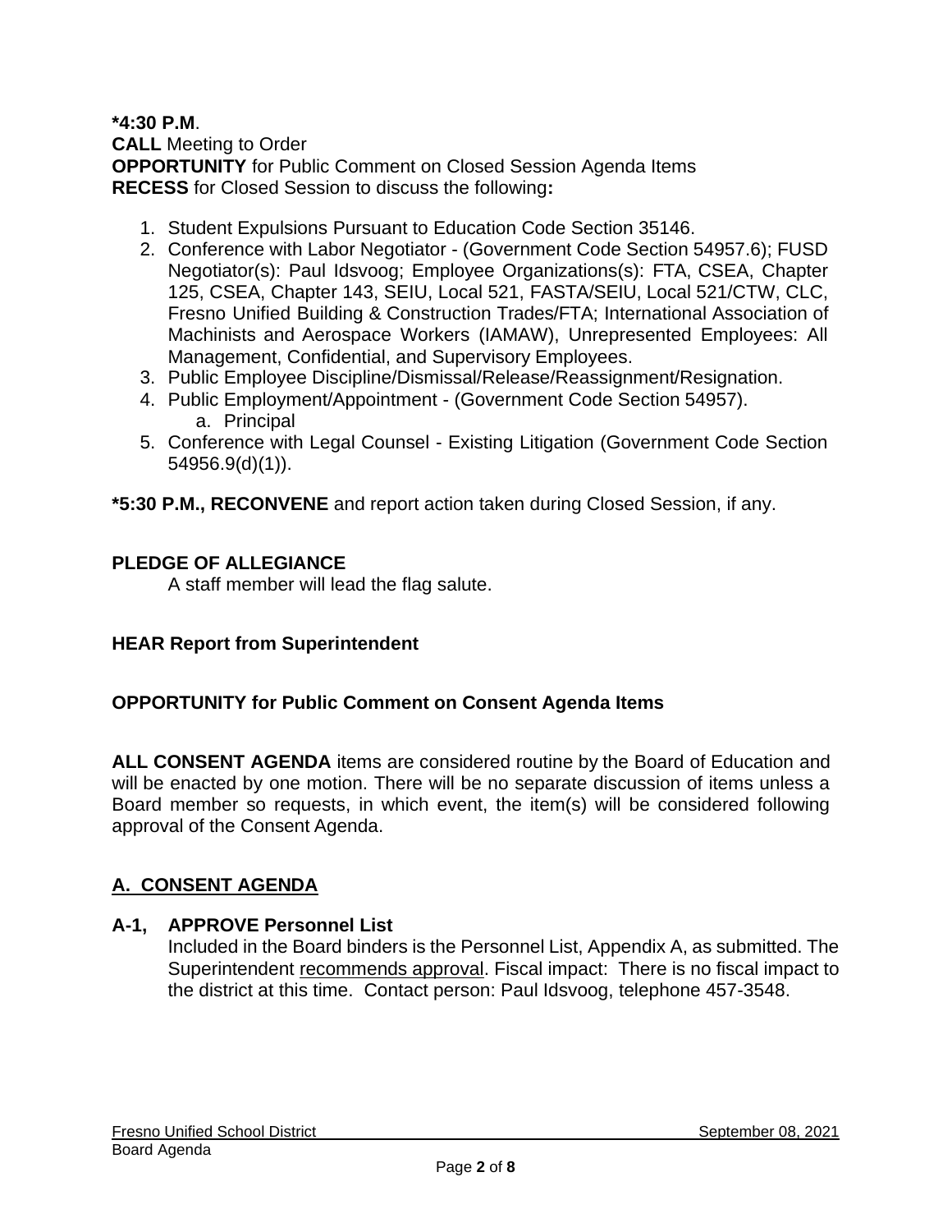**\*4:30 P.M**.
**CALL** Meeting to Order
**OPPORTUNITY** for Public Comment on Closed Session Agenda Items
**RECESS** for Closed Session to discuss the following**:**

1. Student Expulsions Pursuant to Education Code Section 35146.
2. Conference with Labor Negotiator - (Government Code Section 54957.6); FUSD Negotiator(s): Paul Idsvoog; Employee Organizations(s): FTA, CSEA, Chapter 125, CSEA, Chapter 143, SEIU, Local 521, FASTA/SEIU, Local 521/CTW, CLC, Fresno Unified Building & Construction Trades/FTA; International Association of Machinists and Aerospace Workers (IAMAW), Unrepresented Employees: All Management, Confidential, and Supervisory Employees.
3. Public Employee Discipline/Dismissal/Release/Reassignment/Resignation.
4. Public Employment/Appointment - (Government Code Section 54957).
   a. Principal
5. Conference with Legal Counsel - Existing Litigation (Government Code Section 54956.9(d)(1)).

**\*5:30 P.M., RECONVENE** and report action taken during Closed Session, if any.

**PLEDGE OF ALLEGIANCE**
A staff member will lead the flag salute.

**HEAR Report from Superintendent**

**OPPORTUNITY for Public Comment on Consent Agenda Items**

**ALL CONSENT AGENDA** items are considered routine by the Board of Education and will be enacted by one motion. There will be no separate discussion of items unless a Board member so requests, in which event, the item(s) will be considered following approval of the Consent Agenda.

## A. CONSENT AGENDA

**A-1, APPROVE Personnel List**
Included in the Board binders is the Personnel List, Appendix A, as submitted. The Superintendent recommends approval. Fiscal impact: There is no fiscal impact to the district at this time. Contact person: Paul Idsvoog, telephone 457-3548.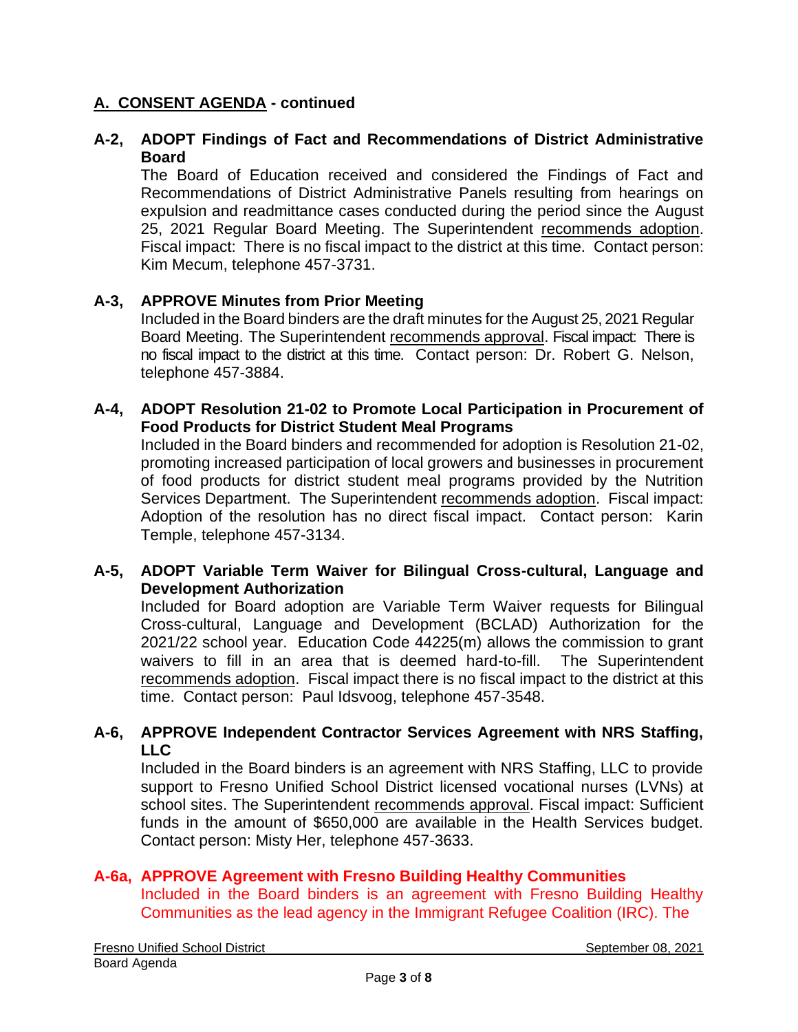## A. CONSENT AGENDA - continued

**A-2, ADOPT Findings of Fact and Recommendations of District Administrative Board**

The Board of Education received and considered the Findings of Fact and Recommendations of District Administrative Panels resulting from hearings on expulsion and readmittance cases conducted during the period since the August 25, 2021 Regular Board Meeting. The Superintendent recommends adoption. Fiscal impact: There is no fiscal impact to the district at this time. Contact person: Kim Mecum, telephone 457-3731.

**A-3, APPROVE Minutes from Prior Meeting**

Included in the Board binders are the draft minutes for the August 25, 2021 Regular Board Meeting. The Superintendent recommends approval. Fiscal impact: There is no fiscal impact to the district at this time. Contact person: Dr. Robert G. Nelson, telephone 457-3884.

**A-4, ADOPT Resolution 21-02 to Promote Local Participation in Procurement of Food Products for District Student Meal Programs**

Included in the Board binders and recommended for adoption is Resolution 21-02, promoting increased participation of local growers and businesses in procurement of food products for district student meal programs provided by the Nutrition Services Department. The Superintendent recommends adoption. Fiscal impact: Adoption of the resolution has no direct fiscal impact. Contact person: Karin Temple, telephone 457-3134.

**A-5, ADOPT Variable Term Waiver for Bilingual Cross-cultural, Language and Development Authorization**

Included for Board adoption are Variable Term Waiver requests for Bilingual Cross-cultural, Language and Development (BCLAD) Authorization for the 2021/22 school year. Education Code 44225(m) allows the commission to grant waivers to fill in an area that is deemed hard-to-fill. The Superintendent recommends adoption. Fiscal impact there is no fiscal impact to the district at this time. Contact person: Paul Idsvoog, telephone 457-3548.

**A-6, APPROVE Independent Contractor Services Agreement with NRS Staffing, LLC**

Included in the Board binders is an agreement with NRS Staffing, LLC to provide support to Fresno Unified School District licensed vocational nurses (LVNs) at school sites. The Superintendent recommends approval. Fiscal impact: Sufficient funds in the amount of $650,000 are available in the Health Services budget. Contact person: Misty Her, telephone 457-3633.

**A-6a, APPROVE Agreement with Fresno Building Healthy Communities**

Included in the Board binders is an agreement with Fresno Building Healthy Communities as the lead agency in the Immigrant Refugee Coalition (IRC). The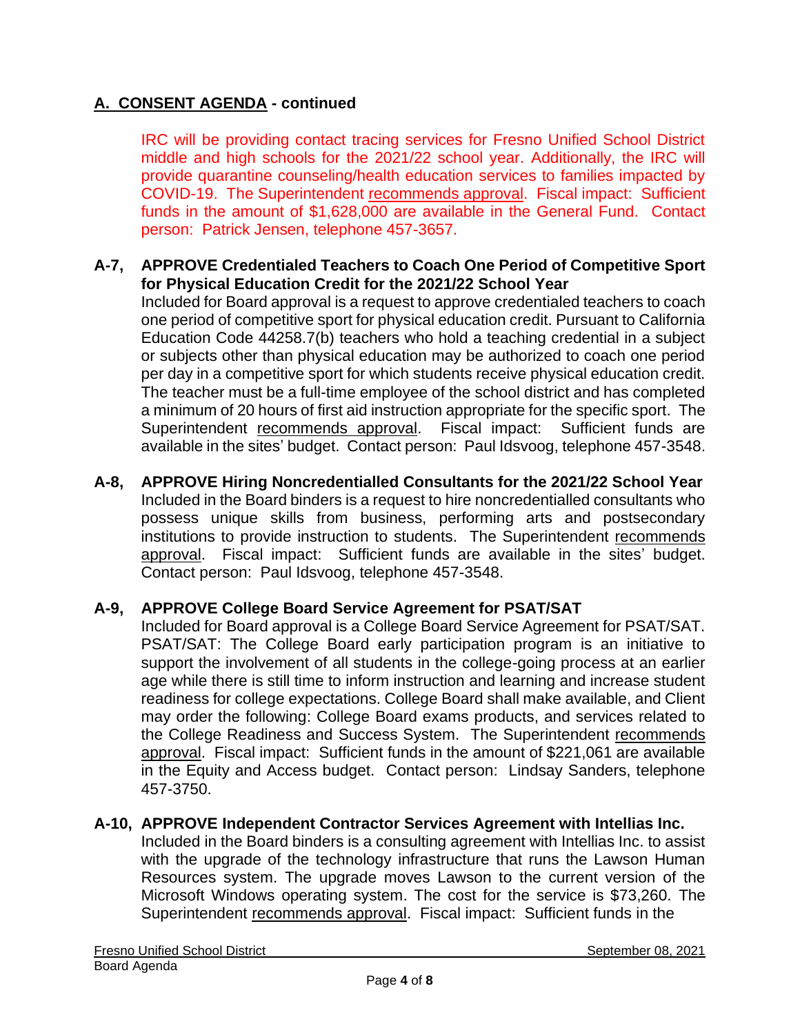## A. CONSENT AGENDA - continued

IRC will be providing contact tracing services for Fresno Unified School District middle and high schools for the 2021/22 school year. Additionally, the IRC will provide quarantine counseling/health education services to families impacted by COVID-19. The Superintendent recommends approval. Fiscal impact: Sufficient funds in the amount of $1,628,000 are available in the General Fund. Contact person: Patrick Jensen, telephone 457-3657.

**A-7, APPROVE Credentialed Teachers to Coach One Period of Competitive Sport for Physical Education Credit for the 2021/22 School Year**

Included for Board approval is a request to approve credentialed teachers to coach one period of competitive sport for physical education credit. Pursuant to California Education Code 44258.7(b) teachers who hold a teaching credential in a subject or subjects other than physical education may be authorized to coach one period per day in a competitive sport for which students receive physical education credit. The teacher must be a full-time employee of the school district and has completed a minimum of 20 hours of first aid instruction appropriate for the specific sport. The Superintendent recommends approval. Fiscal impact: Sufficient funds are available in the sites' budget. Contact person: Paul Idsvoog, telephone 457-3548.

**A-8, APPROVE Hiring Noncredentialled Consultants for the 2021/22 School Year**

Included in the Board binders is a request to hire noncredentialled consultants who possess unique skills from business, performing arts and postsecondary institutions to provide instruction to students. The Superintendent recommends approval. Fiscal impact: Sufficient funds are available in the sites' budget. Contact person: Paul Idsvoog, telephone 457-3548.

**A-9, APPROVE College Board Service Agreement for PSAT/SAT**

Included for Board approval is a College Board Service Agreement for PSAT/SAT. PSAT/SAT: The College Board early participation program is an initiative to support the involvement of all students in the college-going process at an earlier age while there is still time to inform instruction and learning and increase student readiness for college expectations. College Board shall make available, and Client may order the following: College Board exams products, and services related to the College Readiness and Success System. The Superintendent recommends approval. Fiscal impact: Sufficient funds in the amount of $221,061 are available in the Equity and Access budget. Contact person: Lindsay Sanders, telephone 457-3750.

**A-10, APPROVE Independent Contractor Services Agreement with Intellias Inc.**

Included in the Board binders is a consulting agreement with Intellias Inc. to assist with the upgrade of the technology infrastructure that runs the Lawson Human Resources system. The upgrade moves Lawson to the current version of the Microsoft Windows operating system. The cost for the service is $73,260. The Superintendent recommends approval. Fiscal impact: Sufficient funds in the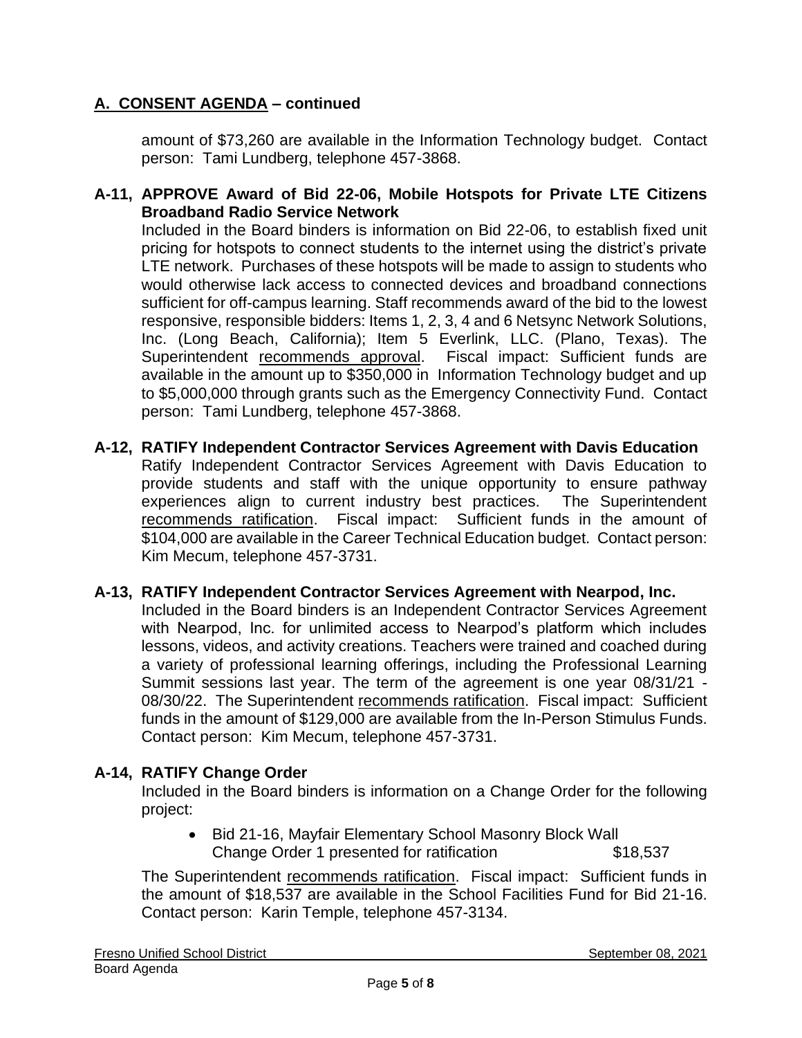## A. CONSENT AGENDA – continued

amount of $73,260 are available in the Information Technology budget. Contact person: Tami Lundberg, telephone 457-3868.

**A-11, APPROVE Award of Bid 22-06, Mobile Hotspots for Private LTE Citizens Broadband Radio Service Network**

Included in the Board binders is information on Bid 22-06, to establish fixed unit pricing for hotspots to connect students to the internet using the district's private LTE network. Purchases of these hotspots will be made to assign to students who would otherwise lack access to connected devices and broadband connections sufficient for off-campus learning. Staff recommends award of the bid to the lowest responsive, responsible bidders: Items 1, 2, 3, 4 and 6 Netsync Network Solutions, Inc. (Long Beach, California); Item 5 Everlink, LLC. (Plano, Texas). The Superintendent recommends approval. Fiscal impact: Sufficient funds are available in the amount up to $350,000 in Information Technology budget and up to $5,000,000 through grants such as the Emergency Connectivity Fund. Contact person: Tami Lundberg, telephone 457-3868.

**A-12, RATIFY Independent Contractor Services Agreement with Davis Education**

Ratify Independent Contractor Services Agreement with Davis Education to provide students and staff with the unique opportunity to ensure pathway experiences align to current industry best practices. The Superintendent recommends ratification. Fiscal impact: Sufficient funds in the amount of $104,000 are available in the Career Technical Education budget. Contact person: Kim Mecum, telephone 457-3731.

**A-13, RATIFY Independent Contractor Services Agreement with Nearpod, Inc.**

Included in the Board binders is an Independent Contractor Services Agreement with Nearpod, Inc. for unlimited access to Nearpod's platform which includes lessons, videos, and activity creations. Teachers were trained and coached during a variety of professional learning offerings, including the Professional Learning Summit sessions last year. The term of the agreement is one year 08/31/21 - 08/30/22. The Superintendent recommends ratification. Fiscal impact: Sufficient funds in the amount of $129,000 are available from the In-Person Stimulus Funds. Contact person: Kim Mecum, telephone 457-3731.

**A-14, RATIFY Change Order**

Included in the Board binders is information on a Change Order for the following project:

- Bid 21-16, Mayfair Elementary School Masonry Block Wall
  Change Order 1 presented for ratification $18,537

The Superintendent recommends ratification. Fiscal impact: Sufficient funds in the amount of $18,537 are available in the School Facilities Fund for Bid 21-16. Contact person: Karin Temple, telephone 457-3134.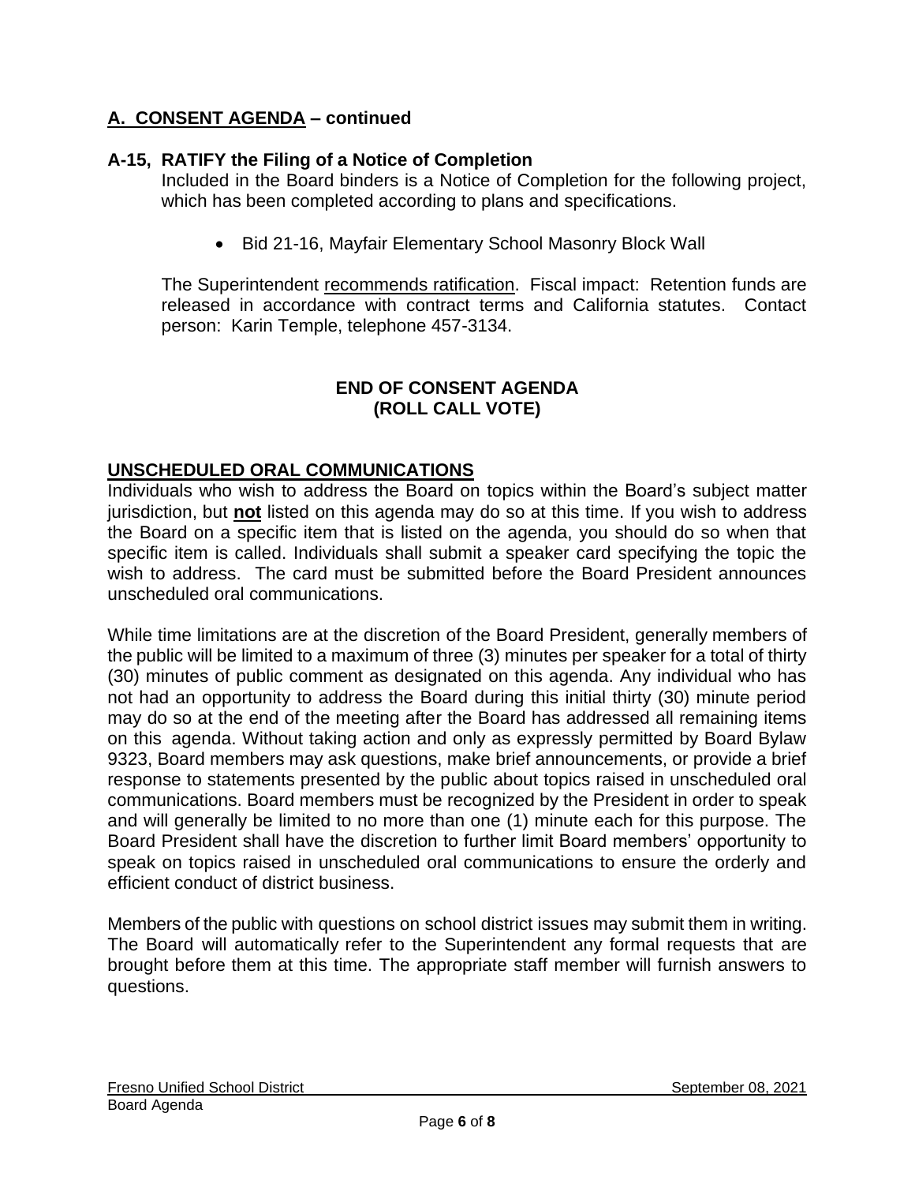## A. CONSENT AGENDA – continued

### A-15, RATIFY the Filing of a Notice of Completion

Included in the Board binders is a Notice of Completion for the following project, which has been completed according to plans and specifications.

- Bid 21-16, Mayfair Elementary School Masonry Block Wall

The Superintendent recommends ratification. Fiscal impact: Retention funds are released in accordance with contract terms and California statutes. Contact person: Karin Temple, telephone 457-3134.

**END OF CONSENT AGENDA**
**(ROLL CALL VOTE)**

## UNSCHEDULED ORAL COMMUNICATIONS

Individuals who wish to address the Board on topics within the Board's subject matter jurisdiction, but **not** listed on this agenda may do so at this time. If you wish to address the Board on a specific item that is listed on the agenda, you should do so when that specific item is called. Individuals shall submit a speaker card specifying the topic the wish to address. The card must be submitted before the Board President announces unscheduled oral communications.

While time limitations are at the discretion of the Board President, generally members of the public will be limited to a maximum of three (3) minutes per speaker for a total of thirty (30) minutes of public comment as designated on this agenda. Any individual who has not had an opportunity to address the Board during this initial thirty (30) minute period may do so at the end of the meeting after the Board has addressed all remaining items on this agenda. Without taking action and only as expressly permitted by Board Bylaw 9323, Board members may ask questions, make brief announcements, or provide a brief response to statements presented by the public about topics raised in unscheduled oral communications. Board members must be recognized by the President in order to speak and will generally be limited to no more than one (1) minute each for this purpose. The Board President shall have the discretion to further limit Board members' opportunity to speak on topics raised in unscheduled oral communications to ensure the orderly and efficient conduct of district business.

Members of the public with questions on school district issues may submit them in writing. The Board will automatically refer to the Superintendent any formal requests that are brought before them at this time. The appropriate staff member will furnish answers to questions.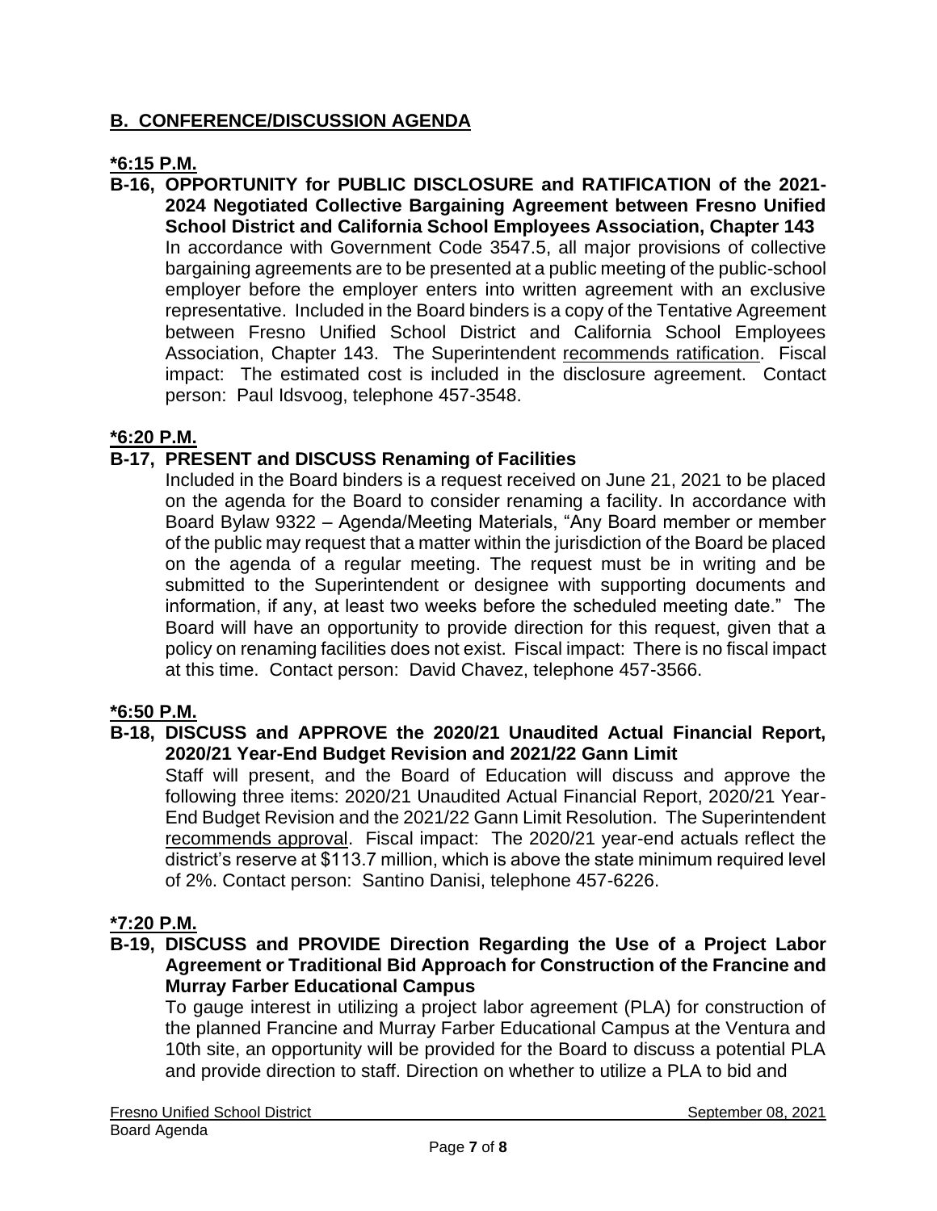## **B. CONFERENCE/DISCUSSION AGENDA**

**\*6:15 P.M.**

**B-16, OPPORTUNITY for PUBLIC DISCLOSURE and RATIFICATION of the 2021-2024 Negotiated Collective Bargaining Agreement between Fresno Unified School District and California School Employees Association, Chapter 143**

In accordance with Government Code 3547.5, all major provisions of collective bargaining agreements are to be presented at a public meeting of the public-school employer before the employer enters into written agreement with an exclusive representative. Included in the Board binders is a copy of the Tentative Agreement between Fresno Unified School District and California School Employees Association, Chapter 143. The Superintendent recommends ratification. Fiscal impact: The estimated cost is included in the disclosure agreement. Contact person: Paul Idsvoog, telephone 457-3548.

**\*6:20 P.M.**

**B-17, PRESENT and DISCUSS Renaming of Facilities**

Included in the Board binders is a request received on June 21, 2021 to be placed on the agenda for the Board to consider renaming a facility. In accordance with Board Bylaw 9322 – Agenda/Meeting Materials, "Any Board member or member of the public may request that a matter within the jurisdiction of the Board be placed on the agenda of a regular meeting. The request must be in writing and be submitted to the Superintendent or designee with supporting documents and information, if any, at least two weeks before the scheduled meeting date." The Board will have an opportunity to provide direction for this request, given that a policy on renaming facilities does not exist. Fiscal impact: There is no fiscal impact at this time. Contact person: David Chavez, telephone 457-3566.

**\*6:50 P.M.**

**B-18, DISCUSS and APPROVE the 2020/21 Unaudited Actual Financial Report, 2020/21 Year-End Budget Revision and 2021/22 Gann Limit**

Staff will present, and the Board of Education will discuss and approve the following three items: 2020/21 Unaudited Actual Financial Report, 2020/21 Year-End Budget Revision and the 2021/22 Gann Limit Resolution. The Superintendent recommends approval. Fiscal impact: The 2020/21 year-end actuals reflect the district's reserve at $113.7 million, which is above the state minimum required level of 2%. Contact person: Santino Danisi, telephone 457-6226.

**\*7:20 P.M.**

**B-19, DISCUSS and PROVIDE Direction Regarding the Use of a Project Labor Agreement or Traditional Bid Approach for Construction of the Francine and Murray Farber Educational Campus**

To gauge interest in utilizing a project labor agreement (PLA) for construction of the planned Francine and Murray Farber Educational Campus at the Ventura and 10th site, an opportunity will be provided for the Board to discuss a potential PLA and provide direction to staff. Direction on whether to utilize a PLA to bid and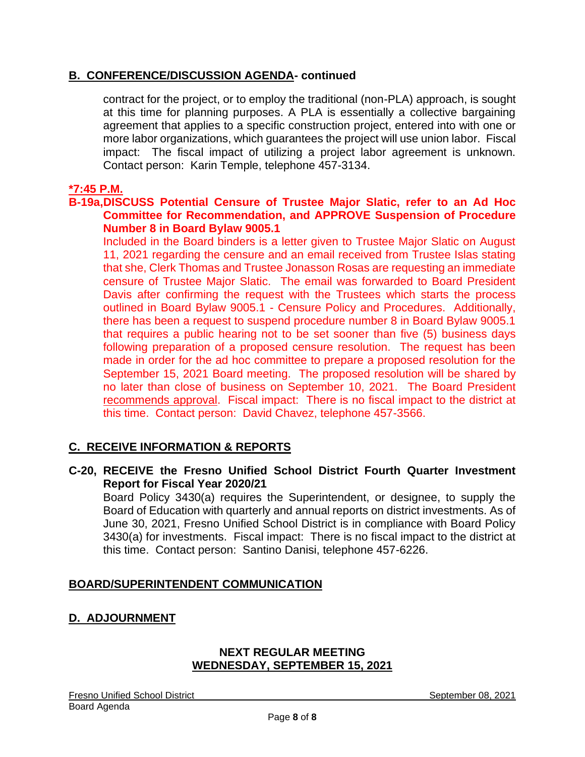## B. CONFERENCE/DISCUSSION AGENDA- continued

contract for the project, or to employ the traditional (non-PLA) approach, is sought at this time for planning purposes. A PLA is essentially a collective bargaining agreement that applies to a specific construction project, entered into with one or more labor organizations, which guarantees the project will use union labor. Fiscal impact: The fiscal impact of utilizing a project labor agreement is unknown. Contact person: Karin Temple, telephone 457-3134.

**\*7:45 P.M.**

**B-19a, DISCUSS Potential Censure of Trustee Major Slatic, refer to an Ad Hoc Committee for Recommendation, and APPROVE Suspension of Procedure Number 8 in Board Bylaw 9005.1**

Included in the Board binders is a letter given to Trustee Major Slatic on August 11, 2021 regarding the censure and an email received from Trustee Islas stating that she, Clerk Thomas and Trustee Jonasson Rosas are requesting an immediate censure of Trustee Major Slatic. The email was forwarded to Board President Davis after confirming the request with the Trustees which starts the process outlined in Board Bylaw 9005.1 - Censure Policy and Procedures. Additionally, there has been a request to suspend procedure number 8 in Board Bylaw 9005.1 that requires a public hearing not to be set sooner than five (5) business days following preparation of a proposed censure resolution. The request has been made in order for the ad hoc committee to prepare a proposed resolution for the September 15, 2021 Board meeting. The proposed resolution will be shared by no later than close of business on September 10, 2021. The Board President recommends approval. Fiscal impact: There is no fiscal impact to the district at this time. Contact person: David Chavez, telephone 457-3566.

## C. RECEIVE INFORMATION & REPORTS

**C-20, RECEIVE the Fresno Unified School District Fourth Quarter Investment Report for Fiscal Year 2020/21**

Board Policy 3430(a) requires the Superintendent, or designee, to supply the Board of Education with quarterly and annual reports on district investments. As of June 30, 2021, Fresno Unified School District is in compliance with Board Policy 3430(a) for investments. Fiscal impact: There is no fiscal impact to the district at this time. Contact person: Santino Danisi, telephone 457-6226.

## BOARD/SUPERINTENDENT COMMUNICATION

## D. ADJOURNMENT

**NEXT REGULAR MEETING**
**WEDNESDAY, SEPTEMBER 15, 2021**